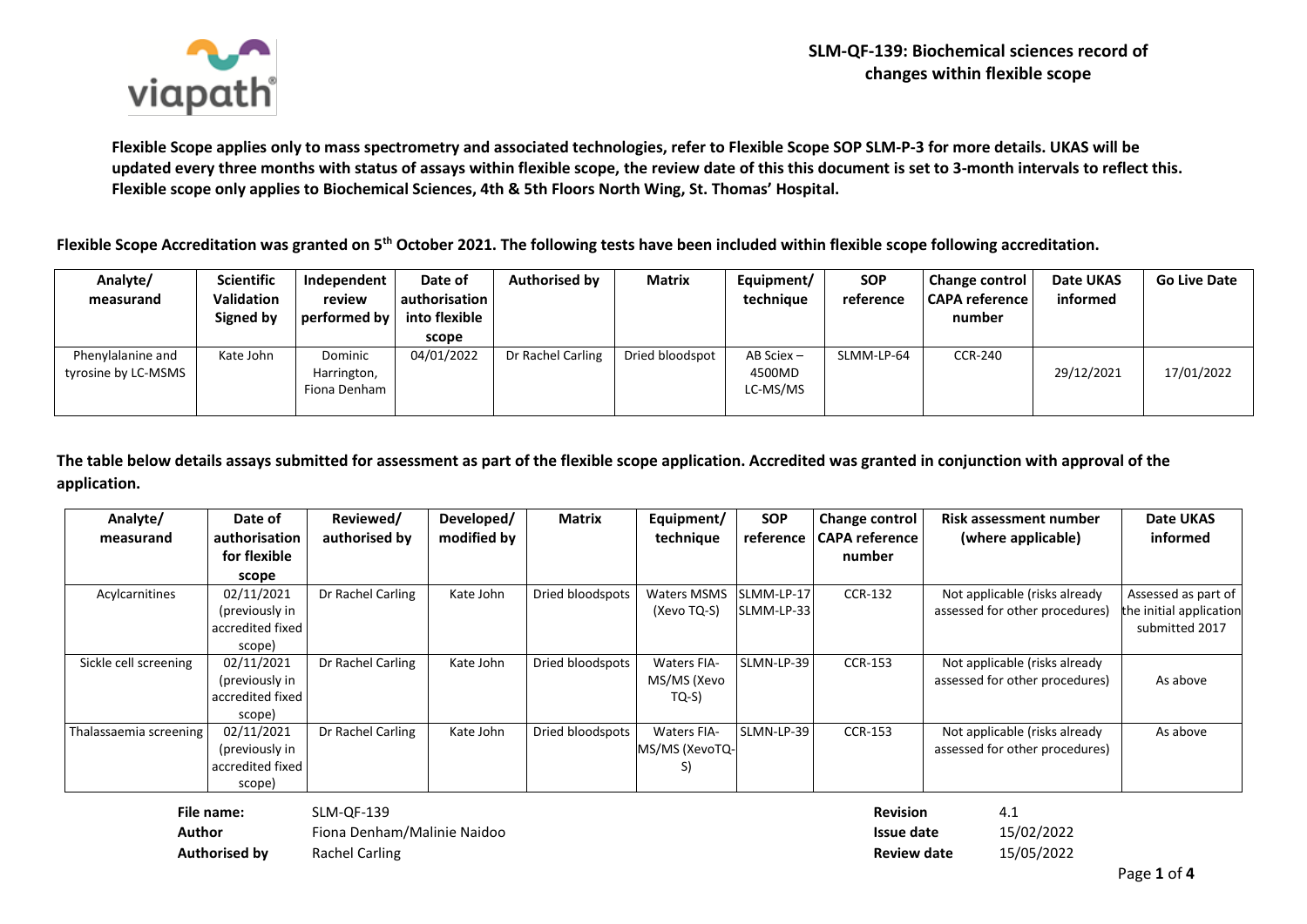## SLM-QF-139: Biochemical sciences record of changes within flexible scope

**Flexible Scope applies only to mass spectrometry and associated technologies, refer to Flexible Scope SOP SLM-P-3 for more details. UKAS will be updated every three months with status of assays within flexible scope, the review date of this this document is set to 3-month intervals to reflect this. Flexible scope only applies to Biochemical Sciences, 4th & 5th Floors North Wing, St. Thomas' Hospital.**

**Flexible Scope Accreditation was granted on 5th October 2021. The following tests have been included within flexible scope following accreditation.**

| Analyte/ measurand | Scientific Validation Signed by | Independent review performed by | Date of authorisation into flexible scope | Authorised by | Matrix | Equipment/ technique | SOP reference | Change control CAPA reference number | Date UKAS informed | Go Live Date |
|---|---|---|---|---|---|---|---|---|---|---|
| Phenylalanine and tyrosine by LC-MSMS | Kate John | Dominic Harrington, Fiona Denham | 04/01/2022 | Dr Rachel Carling | Dried bloodspot | AB Sciex – 4500MD LC-MS/MS | SLMM-LP-64 | CCR-240 | 29/12/2021 | 17/01/2022 |

**The table below details assays submitted for assessment as part of the flexible scope application. Accredited was granted in conjunction with approval of the application.**

| Analyte/ measurand | Date of authorisation for flexible scope | Reviewed/ authorised by | Developed/ modified by | Matrix | Equipment/ technique | SOP reference | Change control CAPA reference number | Risk assessment number (where applicable) | Date UKAS informed |
|---|---|---|---|---|---|---|---|---|---|
| Acylcarnitines | 02/11/2021 (previously in accredited fixed scope) | Dr Rachel Carling | Kate John | Dried bloodspots | Waters MSMS (Xevo TQ-S) | SLMM-LP-17 SLMM-LP-33 | CCR-132 | Not applicable (risks already assessed for other procedures) | Assessed as part of the initial application submitted 2017 |
| Sickle cell screening | 02/11/2021 (previously in accredited fixed scope) | Dr Rachel Carling | Kate John | Dried bloodspots | Waters FIA-MS/MS (Xevo TQ-S) | SLMN-LP-39 | CCR-153 | Not applicable (risks already assessed for other procedures) | As above |
| Thalassaemia screening | 02/11/2021 (previously in accredited fixed scope) | Dr Rachel Carling | Kate John | Dried bloodspots | Waters FIA-MS/MS (XevoTQ-S) | SLMN-LP-39 | CCR-153 | Not applicable (risks already assessed for other procedures) | As above |

| | | | |
|---|---|---|---|
| **File name:** | SLM-QF-139 | **Revision** | 4.1 |
| **Author** | Fiona Denham/Malinie Naidoo | **Issue date** | 15/02/2022 |
| **Authorised by** | Rachel Carling | **Review date** | 15/05/2022 |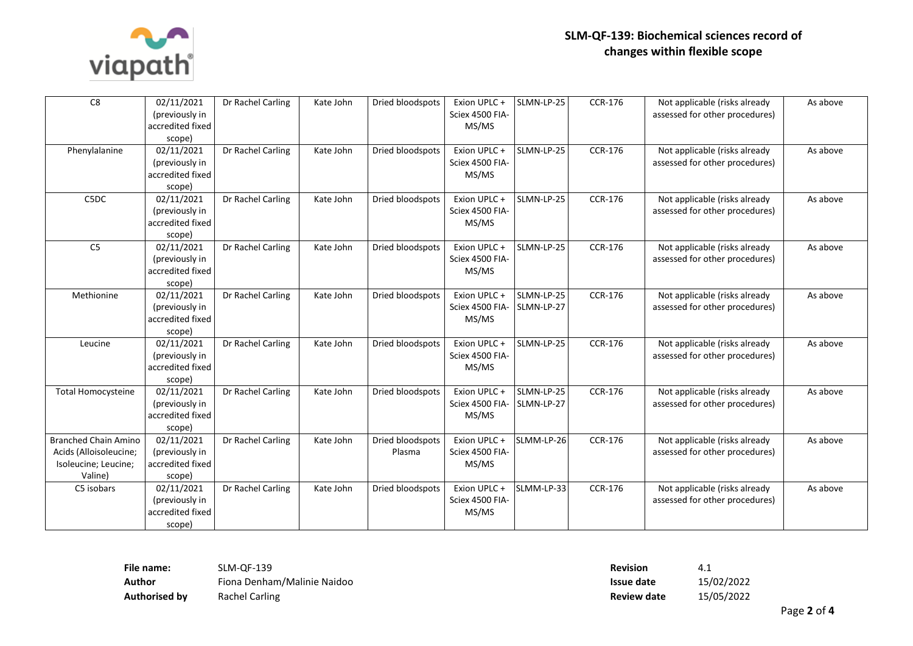| C8 | 02/11/2021 (previously in accredited fixed scope) | Dr Rachel Carling | Kate John | Dried bloodspots | Exion UPLC + Sciex 4500 FIA-MS/MS | SLMN-LP-25 | CCR-176 | Not applicable (risks already assessed for other procedures) | As above |
|---|---|---|---|---|---|---|---|---|---|
| Phenylalanine | 02/11/2021 (previously in accredited fixed scope) | Dr Rachel Carling | Kate John | Dried bloodspots | Exion UPLC + Sciex 4500 FIA-MS/MS | SLMN-LP-25 | CCR-176 | Not applicable (risks already assessed for other procedures) | As above |
| C5DC | 02/11/2021 (previously in accredited fixed scope) | Dr Rachel Carling | Kate John | Dried bloodspots | Exion UPLC + Sciex 4500 FIA-MS/MS | SLMN-LP-25 | CCR-176 | Not applicable (risks already assessed for other procedures) | As above |
| C5 | 02/11/2021 (previously in accredited fixed scope) | Dr Rachel Carling | Kate John | Dried bloodspots | Exion UPLC + Sciex 4500 FIA-MS/MS | SLMN-LP-25 | CCR-176 | Not applicable (risks already assessed for other procedures) | As above |
| Methionine | 02/11/2021 (previously in accredited fixed scope) | Dr Rachel Carling | Kate John | Dried bloodspots | Exion UPLC + Sciex 4500 FIA-MS/MS | SLMN-LP-25 SLMN-LP-27 | CCR-176 | Not applicable (risks already assessed for other procedures) | As above |
| Leucine | 02/11/2021 (previously in accredited fixed scope) | Dr Rachel Carling | Kate John | Dried bloodspots | Exion UPLC + Sciex 4500 FIA-MS/MS | SLMN-LP-25 | CCR-176 | Not applicable (risks already assessed for other procedures) | As above |
| Total Homocysteine | 02/11/2021 (previously in accredited fixed scope) | Dr Rachel Carling | Kate John | Dried bloodspots | Exion UPLC + Sciex 4500 FIA-MS/MS | SLMN-LP-25 SLMN-LP-27 | CCR-176 | Not applicable (risks already assessed for other procedures) | As above |
| Branched Chain Amino Acids (Alloisoleucine; Isoleucine; Leucine; Valine) | 02/11/2021 (previously in accredited fixed scope) | Dr Rachel Carling | Kate John | Dried bloodspots Plasma | Exion UPLC + Sciex 4500 FIA-MS/MS | SLMM-LP-26 | CCR-176 | Not applicable (risks already assessed for other procedures) | As above |
| C5 isobars | 02/11/2021 (previously in accredited fixed scope) | Dr Rachel Carling | Kate John | Dried bloodspots | Exion UPLC + Sciex 4500 FIA-MS/MS | SLMM-LP-33 | CCR-176 | Not applicable (risks already assessed for other procedures) | As above |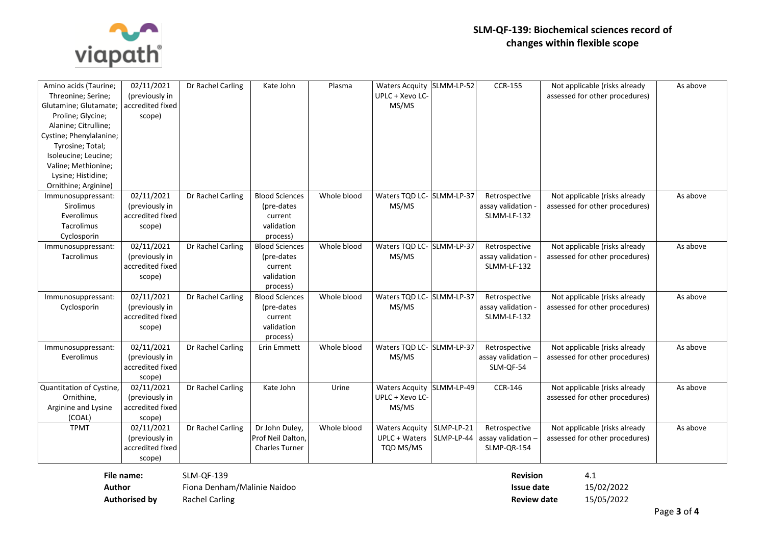# SLM-QF-139: Biochemical sciences record of changes within flexible scope

| | | | | | | | | | |
|---|---|---|---|---|---|---|---|---|---|
| Amino acids (Taurine; Threonine; Serine; Glutamine; Glutamate; Proline; Glycine; Alanine; Citrulline; Cystine; Phenylalanine; Tyrosine; Total; Isoleucine; Leucine; Valine; Methionine; Lysine; Histidine; Ornithine; Arginine) | 02/11/2021 (previously in accredited fixed scope) | Dr Rachel Carling | Kate John | Plasma | Waters Acquity UPLC + Xevo LC-MS/MS | SLMM-LP-52 | CCR-155 | Not applicable (risks already assessed for other procedures) | As above |
| Immunosuppressant: Sirolimus Everolimus Tacrolimus Cyclosporin | 02/11/2021 (previously in accredited fixed scope) | Dr Rachel Carling | Blood Sciences (pre-dates current validation process) | Whole blood | Waters TQD LC-MS/MS | SLMM-LP-37 | Retrospective assay validation - SLMM-LF-132 | Not applicable (risks already assessed for other procedures) | As above |
| Immunosuppressant: Tacrolimus | 02/11/2021 (previously in accredited fixed scope) | Dr Rachel Carling | Blood Sciences (pre-dates current validation process) | Whole blood | Waters TQD LC-MS/MS | SLMM-LP-37 | Retrospective assay validation - SLMM-LF-132 | Not applicable (risks already assessed for other procedures) | As above |
| Immunosuppressant: Cyclosporin | 02/11/2021 (previously in accredited fixed scope) | Dr Rachel Carling | Blood Sciences (pre-dates current validation process) | Whole blood | Waters TQD LC-MS/MS | SLMM-LP-37 | Retrospective assay validation - SLMM-LF-132 | Not applicable (risks already assessed for other procedures) | As above |
| Immunosuppressant: Everolimus | 02/11/2021 (previously in accredited fixed scope) | Dr Rachel Carling | Erin Emmett | Whole blood | Waters TQD LC-MS/MS | SLMM-LP-37 | Retrospective assay validation – SLM-QF-54 | Not applicable (risks already assessed for other procedures) | As above |
| Quantitation of Cystine, Ornithine, Arginine and Lysine (COAL) | 02/11/2021 (previously in accredited fixed scope) | Dr Rachel Carling | Kate John | Urine | Waters Acquity UPLC + Xevo LC-MS/MS | SLMM-LP-49 | CCR-146 | Not applicable (risks already assessed for other procedures) | As above |
| TPMT | 02/11/2021 (previously in accredited fixed scope) | Dr Rachel Carling | Dr John Duley, Prof Neil Dalton, Charles Turner | Whole blood | Waters Acquity UPLC + Waters TQD MS/MS | SLMP-LP-21 SLMP-LP-44 | Retrospective assay validation – SLMP-QR-154 | Not applicable (risks already assessed for other procedures) | As above |

| | | | |
|---|---|---|---|
| **File name:** | SLM-QF-139 | **Revision** | 4.1 |
| **Author** | Fiona Denham/Malinie Naidoo | **Issue date** | 15/02/2022 |
| **Authorised by** | Rachel Carling | **Review date** | 15/05/2022 |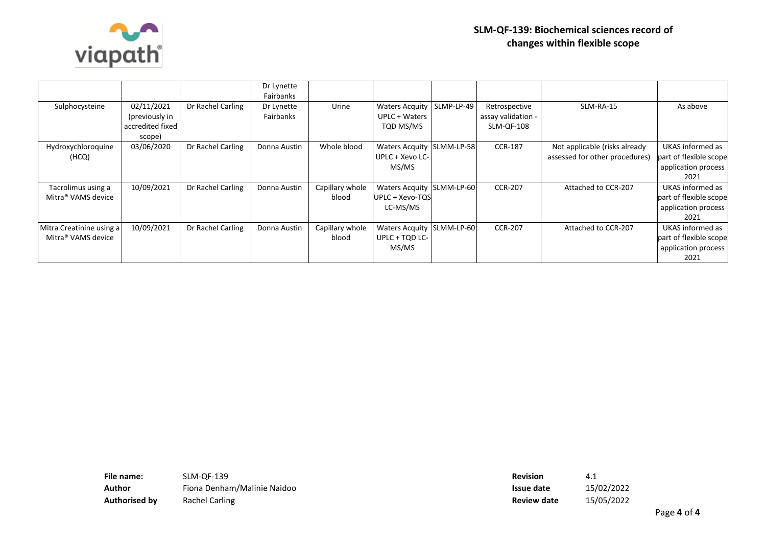| | | | | | | | | | |
|---|---|---|---|---|---|---|---|---|---|
| | | | Dr Lynette Fairbanks | | | | | | |
| Sulphocysteine | 02/11/2021 (previously in accredited fixed scope) | Dr Rachel Carling | Dr Lynette Fairbanks | Urine | Waters Acquity UPLC + Waters TQD MS/MS | SLMP-LP-49 | Retrospective assay validation - SLM-QF-108 | SLM-RA-15 | As above |
| Hydroxychloroquine (HCQ) | 03/06/2020 | Dr Rachel Carling | Donna Austin | Whole blood | Waters Acquity UPLC + Xevo LC-MS/MS | SLMM-LP-58 | CCR-187 | Not applicable (risks already assessed for other procedures) | UKAS informed as part of flexible scope application process 2021 |
| Tacrolimus using a Mitra® VAMS device | 10/09/2021 | Dr Rachel Carling | Donna Austin | Capillary whole blood | Waters Acquity UPLC + Xevo-TQS LC-MS/MS | SLMM-LP-60 | CCR-207 | Attached to CCR-207 | UKAS informed as part of flexible scope application process 2021 |
| Mitra Creatinine using a Mitra® VAMS device | 10/09/2021 | Dr Rachel Carling | Donna Austin | Capillary whole blood | Waters Acquity UPLC + TQD LC-MS/MS | SLMM-LP-60 | CCR-207 | Attached to CCR-207 | UKAS informed as part of flexible scope application process 2021 |